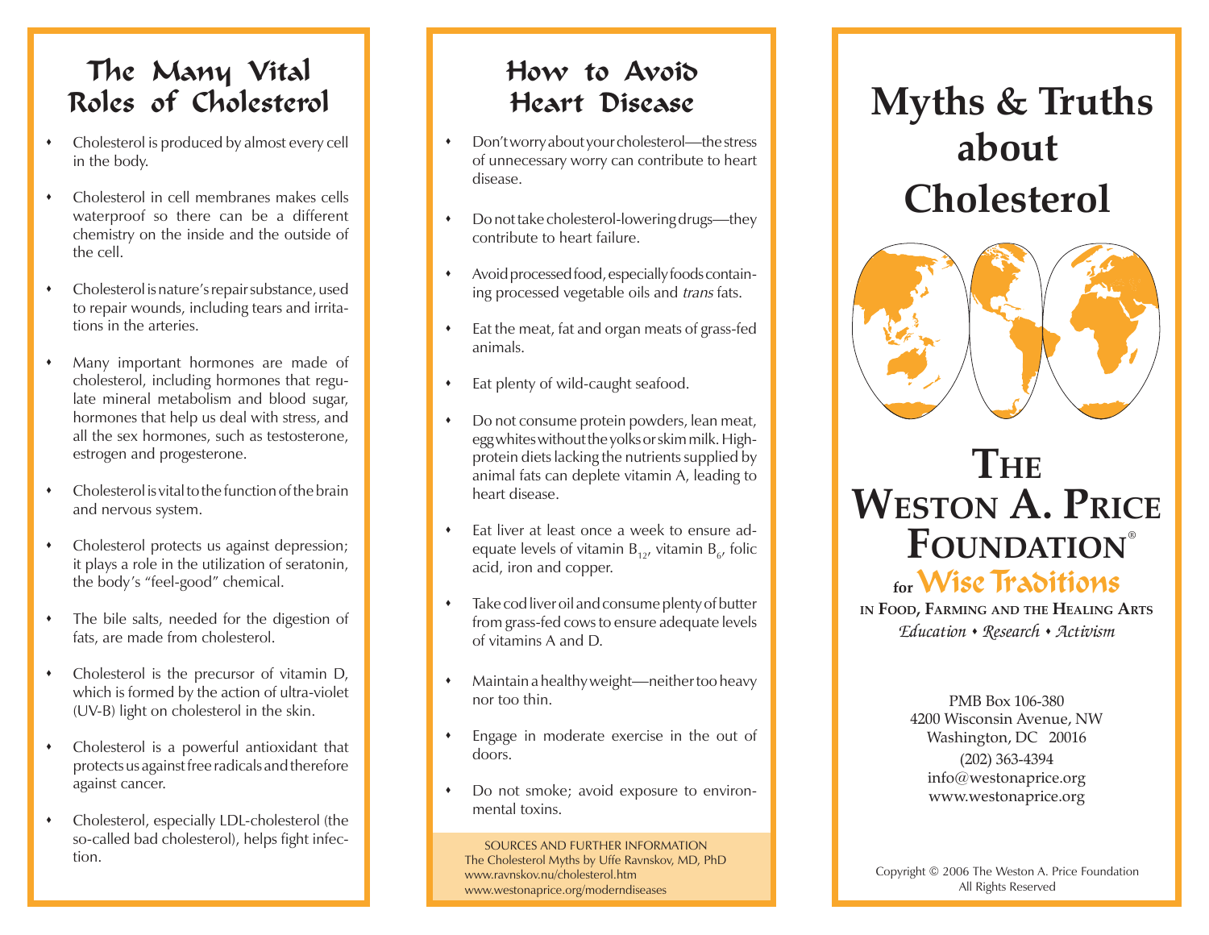## The Many Vital Roles of Cholesterol

- Cholesterol is produced by almost every cell in the body.
- Cholesterol in cell membranes makes cells waterproof so there can be a different chemistry on the inside and the outside of the cell.
- Cholesterol is nature's repair substance, used to repair wounds, including tears and irritations in the arteries.
- Many important hormones are made of cholesterol, including hormones that regulate mineral metabolism and blood sugar, hormones that help us deal with stress, and all the sex hormones, such as testosterone, estrogen and progesterone.
- Cholesterol is vital to the function of the brain and nervous system.
- Cholesterol protects us against depression; it plays a role in the utilization of seratonin, the body's "feel-good" chemical.
- The bile salts, needed for the digestion of fats, are made from cholesterol.
- Cholesterol is the precursor of vitamin D, which is formed by the action of ultra-violet (UV-B) light on cholesterol in the skin.
- Cholesterol is a powerful antioxidant that protects us against free radicals and therefore against cancer.
- Cholesterol, especially LDL-cholesterol (the so-called bad cholesterol), helps fight infection.

## How to Avoid Heart Disease

- Don't worry about your cholesterol—the stress of unnecessary worry can contribute to heart disease.
- Do not take cholesterol-lowering drugs—they contribute to heart failure.
- Avoid processed food, especially foods containing processed vegetable oils and *trans* fats.
- Eat the meat, fat and organ meats of grass-fed animals.
- Eat plenty of wild-caught seafood.
- Do not consume protein powders, lean meat, egg whites without the yolks or skim milk. High-protein diets lacking the nutrients supplied by animal fats can deplete vitamin A, leading to heart disease.
- Eat liver at least once a week to ensure adequate levels of vitamin $B_{12}$, vitamin $B_6$, folic acid, iron and copper.
- Take cod liver oil and consume plenty of butter from grass-fed cows to ensure adequate levels of vitamins A and D.
- Maintain a healthy weight—neither too heavy nor too thin.
- Engage in moderate exercise in the out of doors.
- Do not smoke; avoid exposure to environmental toxins.

SOURCES AND FURTHER INFORMATION
The Cholesterol Myths by Uffe Ravnskov, MD, PhD
www.ravnskov.nu/cholesterol.htm
www.westonaprice.org/moderndiseases

# Myths & Truths about Cholesterol

**The Weston A. Price Foundation®**
**for Wise Traditions**
**in Food, Farming and the Healing Arts**
*Education • Research • Activism*

PMB Box 106-380
4200 Wisconsin Avenue, NW
Washington, DC 20016
(202) 363-4394
info@westonaprice.org
www.westonaprice.org

Copyright © 2006 The Weston A. Price Foundation
All Rights Reserved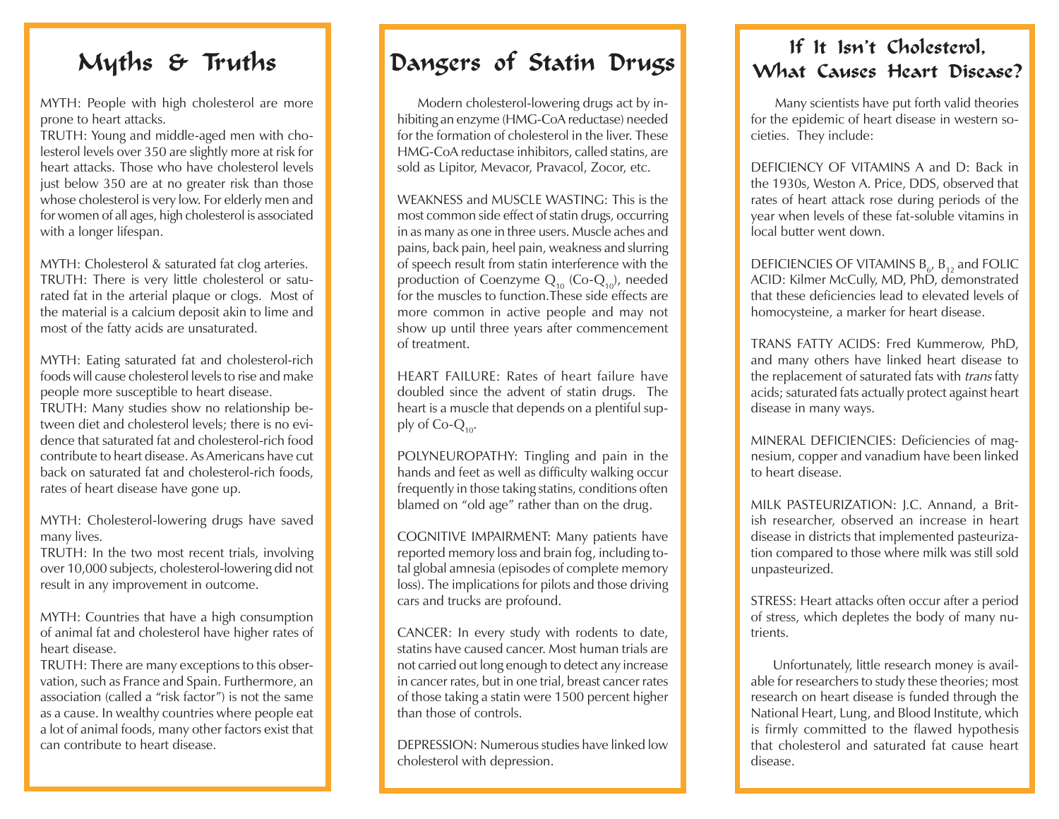## Myths & Truths

MYTH: People with high cholesterol are more prone to heart attacks.
TRUTH: Young and middle-aged men with cholesterol levels over 350 are slightly more at risk for heart attacks. Those who have cholesterol levels just below 350 are at no greater risk than those whose cholesterol is very low. For elderly men and for women of all ages, high cholesterol is associated with a longer lifespan.

MYTH: Cholesterol & saturated fat clog arteries.
TRUTH: There is very little cholesterol or saturated fat in the arterial plaque or clogs. Most of the material is a calcium deposit akin to lime and most of the fatty acids are unsaturated.

MYTH: Eating saturated fat and cholesterol-rich foods will cause cholesterol levels to rise and make people more susceptible to heart disease.
TRUTH: Many studies show no relationship between diet and cholesterol levels; there is no evidence that saturated fat and cholesterol-rich food contribute to heart disease. As Americans have cut back on saturated fat and cholesterol-rich foods, rates of heart disease have gone up.

MYTH: Cholesterol-lowering drugs have saved many lives.
TRUTH: In the two most recent trials, involving over 10,000 subjects, cholesterol-lowering did not result in any improvement in outcome.

MYTH: Countries that have a high consumption of animal fat and cholesterol have higher rates of heart disease.
TRUTH: There are many exceptions to this observation, such as France and Spain. Furthermore, an association (called a "risk factor") is not the same as a cause. In wealthy countries where people eat a lot of animal foods, many other factors exist that can contribute to heart disease.

## Dangers of Statin Drugs

Modern cholesterol-lowering drugs act by inhibiting an enzyme (HMG-CoA reductase) needed for the formation of cholesterol in the liver. These HMG-CoA reductase inhibitors, called statins, are sold as Lipitor, Mevacor, Pravacol, Zocor, etc.

WEAKNESS and MUSCLE WASTING: This is the most common side effect of statin drugs, occurring in as many as one in three users. Muscle aches and pains, back pain, heel pain, weakness and slurring of speech result from statin interference with the production of Coenzyme $Q_{10}$ (Co-$Q_{10}$), needed for the muscles to function.These side effects are more common in active people and may not show up until three years after commencement of treatment.

HEART FAILURE: Rates of heart failure have doubled since the advent of statin drugs. The heart is a muscle that depends on a plentiful supply of Co-$Q_{10}$.

POLYNEUROPATHY: Tingling and pain in the hands and feet as well as difficulty walking occur frequently in those taking statins, conditions often blamed on "old age" rather than on the drug.

COGNITIVE IMPAIRMENT: Many patients have reported memory loss and brain fog, including total global amnesia (episodes of complete memory loss). The implications for pilots and those driving cars and trucks are profound.

CANCER: In every study with rodents to date, statins have caused cancer. Most human trials are not carried out long enough to detect any increase in cancer rates, but in one trial, breast cancer rates of those taking a statin were 1500 percent higher than those of controls.

DEPRESSION: Numerous studies have linked low cholesterol with depression.

## If It Isn't Cholesterol, What Causes Heart Disease?

Many scientists have put forth valid theories for the epidemic of heart disease in western societies. They include:

DEFICIENCY OF VITAMINS A and D: Back in the 1930s, Weston A. Price, DDS, observed that rates of heart attack rose during periods of the year when levels of these fat-soluble vitamins in local butter went down.

DEFICIENCIES OF VITAMINS $B_6$, $B_{12}$ and FOLIC ACID: Kilmer McCully, MD, PhD, demonstrated that these deficiencies lead to elevated levels of homocysteine, a marker for heart disease.

TRANS FATTY ACIDS: Fred Kummerow, PhD, and many others have linked heart disease to the replacement of saturated fats with *trans* fatty acids; saturated fats actually protect against heart disease in many ways.

MINERAL DEFICIENCIES: Deficiencies of magnesium, copper and vanadium have been linked to heart disease.

MILK PASTEURIZATION: J.C. Annand, a British researcher, observed an increase in heart disease in districts that implemented pasteurization compared to those where milk was still sold unpasteurized.

STRESS: Heart attacks often occur after a period of stress, which depletes the body of many nutrients.

Unfortunately, little research money is available for researchers to study these theories; most research on heart disease is funded through the National Heart, Lung, and Blood Institute, which is firmly committed to the flawed hypothesis that cholesterol and saturated fat cause heart disease.